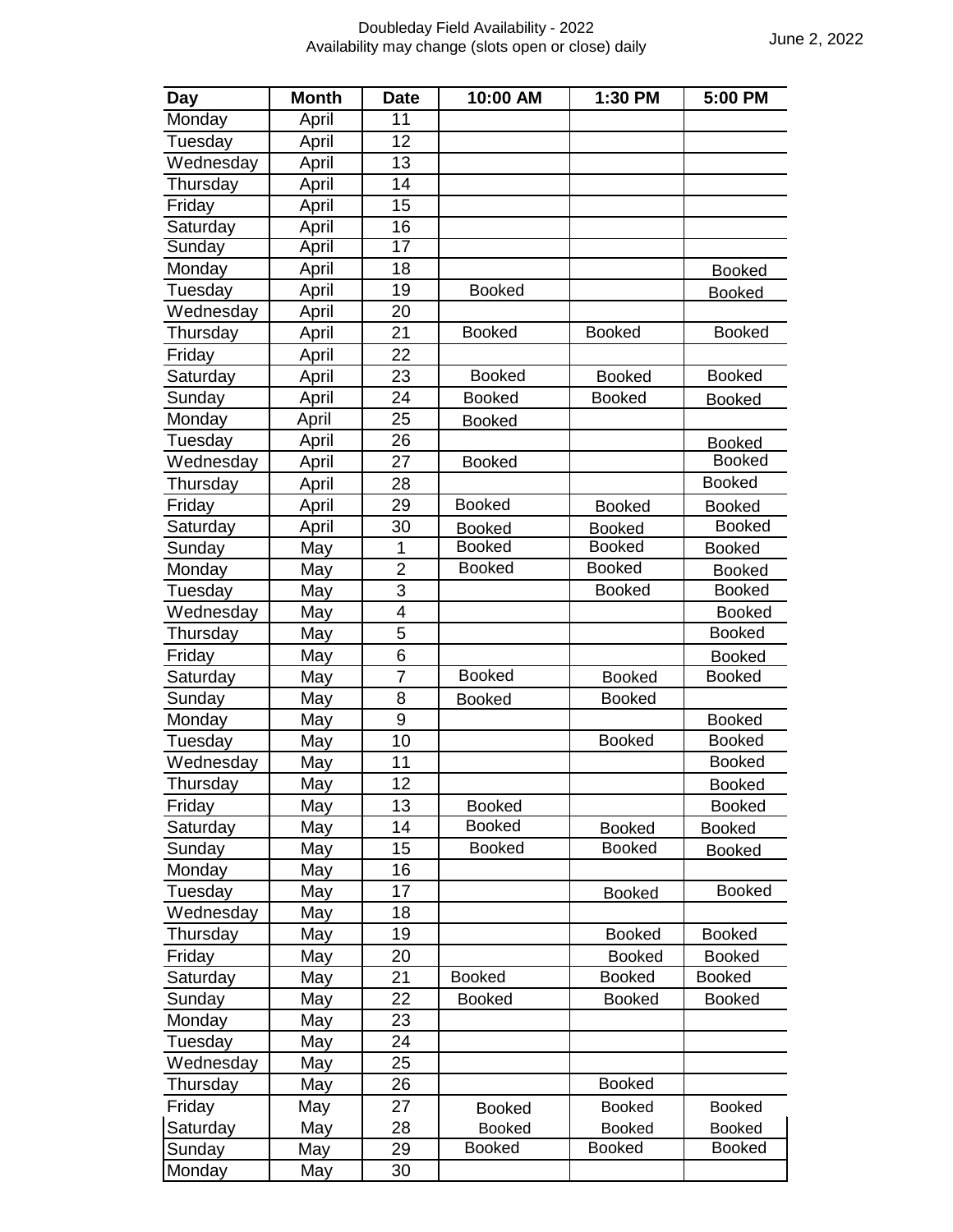Doubleday Field Availability - 2022
Availability may change (slots open or close) daily

June 2, 2022

| Day | Month | Date | 10:00 AM | 1:30 PM | 5:00 PM |
|---|---|---|---|---|---|
| Monday | April | 11 | | | |
| Tuesday | April | 12 | | | |
| Wednesday | April | 13 | | | |
| Thursday | April | 14 | | | |
| Friday | April | 15 | | | |
| Saturday | April | 16 | | | |
| Sunday | April | 17 | | | |
| Monday | April | 18 | | | Booked |
| Tuesday | April | 19 | Booked | | Booked |
| Wednesday | April | 20 | | | |
| Thursday | April | 21 | Booked | Booked | Booked |
| Friday | April | 22 | | | |
| Saturday | April | 23 | Booked | Booked | Booked |
| Sunday | April | 24 | Booked | Booked | Booked |
| Monday | April | 25 | Booked | | |
| Tuesday | April | 26 | | | Booked |
| Wednesday | April | 27 | Booked | | Booked |
| Thursday | April | 28 | | | Booked |
| Friday | April | 29 | Booked | Booked | Booked |
| Saturday | April | 30 | Booked | Booked | Booked |
| Sunday | May | 1 | Booked | Booked | Booked |
| Monday | May | 2 | Booked | Booked | Booked |
| Tuesday | May | 3 | | Booked | Booked |
| Wednesday | May | 4 | | | Booked |
| Thursday | May | 5 | | | Booked |
| Friday | May | 6 | | | Booked |
| Saturday | May | 7 | Booked | Booked | Booked |
| Sunday | May | 8 | Booked | Booked | |
| Monday | May | 9 | | | Booked |
| Tuesday | May | 10 | | Booked | Booked |
| Wednesday | May | 11 | | | Booked |
| Thursday | May | 12 | | | Booked |
| Friday | May | 13 | Booked | | Booked |
| Saturday | May | 14 | Booked | Booked | Booked |
| Sunday | May | 15 | Booked | Booked | Booked |
| Monday | May | 16 | | | |
| Tuesday | May | 17 | | Booked | Booked |
| Wednesday | May | 18 | | | |
| Thursday | May | 19 | | Booked | Booked |
| Friday | May | 20 | | Booked | Booked |
| Saturday | May | 21 | Booked | Booked | Booked |
| Sunday | May | 22 | Booked | Booked | Booked |
| Monday | May | 23 | | | |
| Tuesday | May | 24 | | | |
| Wednesday | May | 25 | | | |
| Thursday | May | 26 | | Booked | |
| Friday | May | 27 | Booked | Booked | Booked |
| Saturday | May | 28 | Booked | Booked | Booked |
| Sunday | May | 29 | Booked | Booked | Booked |
| Monday | May | 30 | | | |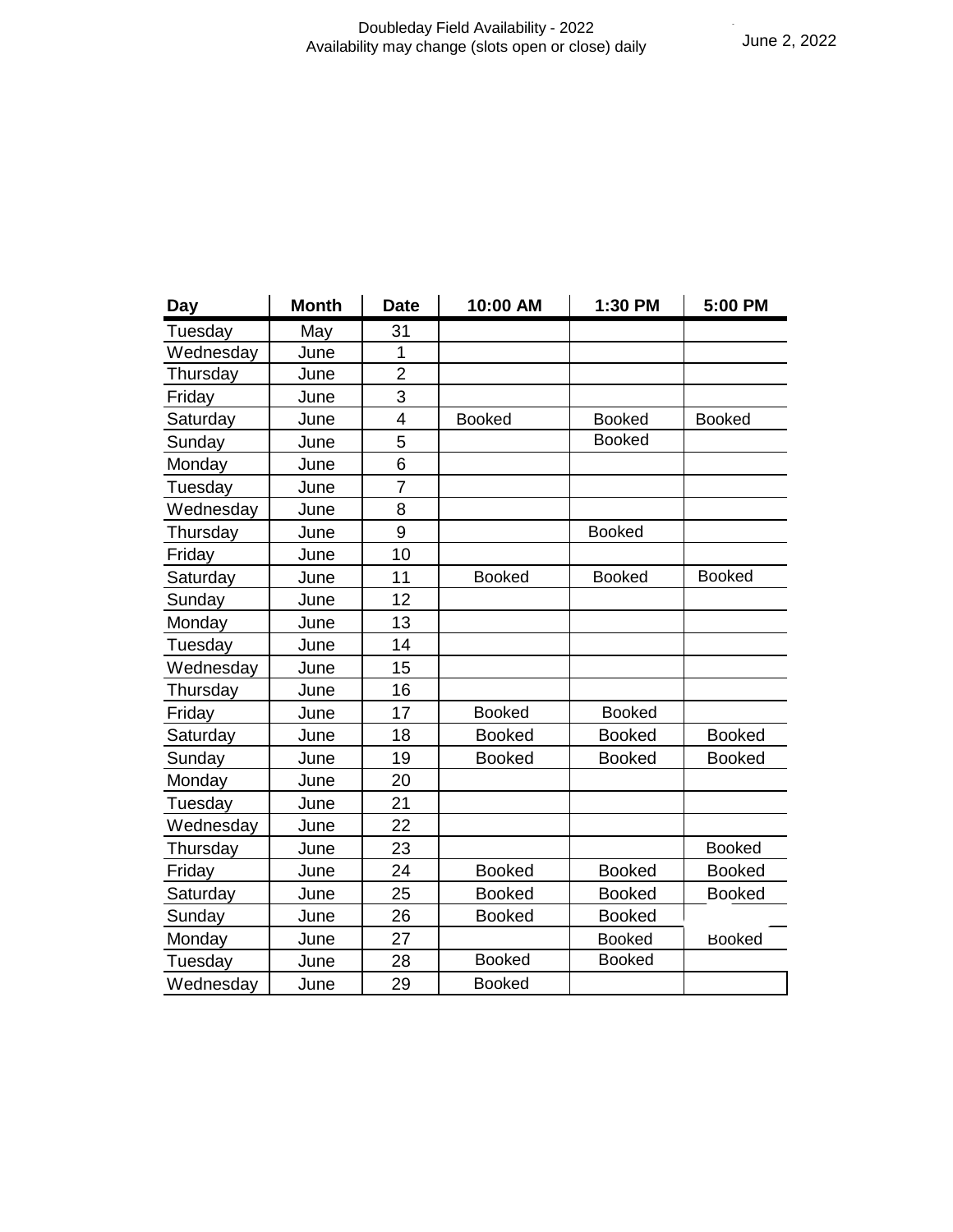Doubleday Field Availability - 2022
Availability may change (slots open or close) daily

June 2, 2022

| Day | Month | Date | 10:00 AM | 1:30 PM | 5:00 PM |
|---|---|---|---|---|---|
| Tuesday | May | 31 | | | |
| Wednesday | June | 1 | | | |
| Thursday | June | 2 | | | |
| Friday | June | 3 | | | |
| Saturday | June | 4 | Booked | Booked | Booked |
| Sunday | June | 5 | | Booked | |
| Monday | June | 6 | | | |
| Tuesday | June | 7 | | | |
| Wednesday | June | 8 | | | |
| Thursday | June | 9 | | Booked | |
| Friday | June | 10 | | | |
| Saturday | June | 11 | Booked | Booked | Booked |
| Sunday | June | 12 | | | |
| Monday | June | 13 | | | |
| Tuesday | June | 14 | | | |
| Wednesday | June | 15 | | | |
| Thursday | June | 16 | | | |
| Friday | June | 17 | Booked | Booked | |
| Saturday | June | 18 | Booked | Booked | Booked |
| Sunday | June | 19 | Booked | Booked | Booked |
| Monday | June | 20 | | | |
| Tuesday | June | 21 | | | |
| Wednesday | June | 22 | | | |
| Thursday | June | 23 | | | Booked |
| Friday | June | 24 | Booked | Booked | Booked |
| Saturday | June | 25 | Booked | Booked | Booked |
| Sunday | June | 26 | Booked | Booked | |
| Monday | June | 27 | | Booked | Booked |
| Tuesday | June | 28 | Booked | Booked | |
| Wednesday | June | 29 | Booked | | |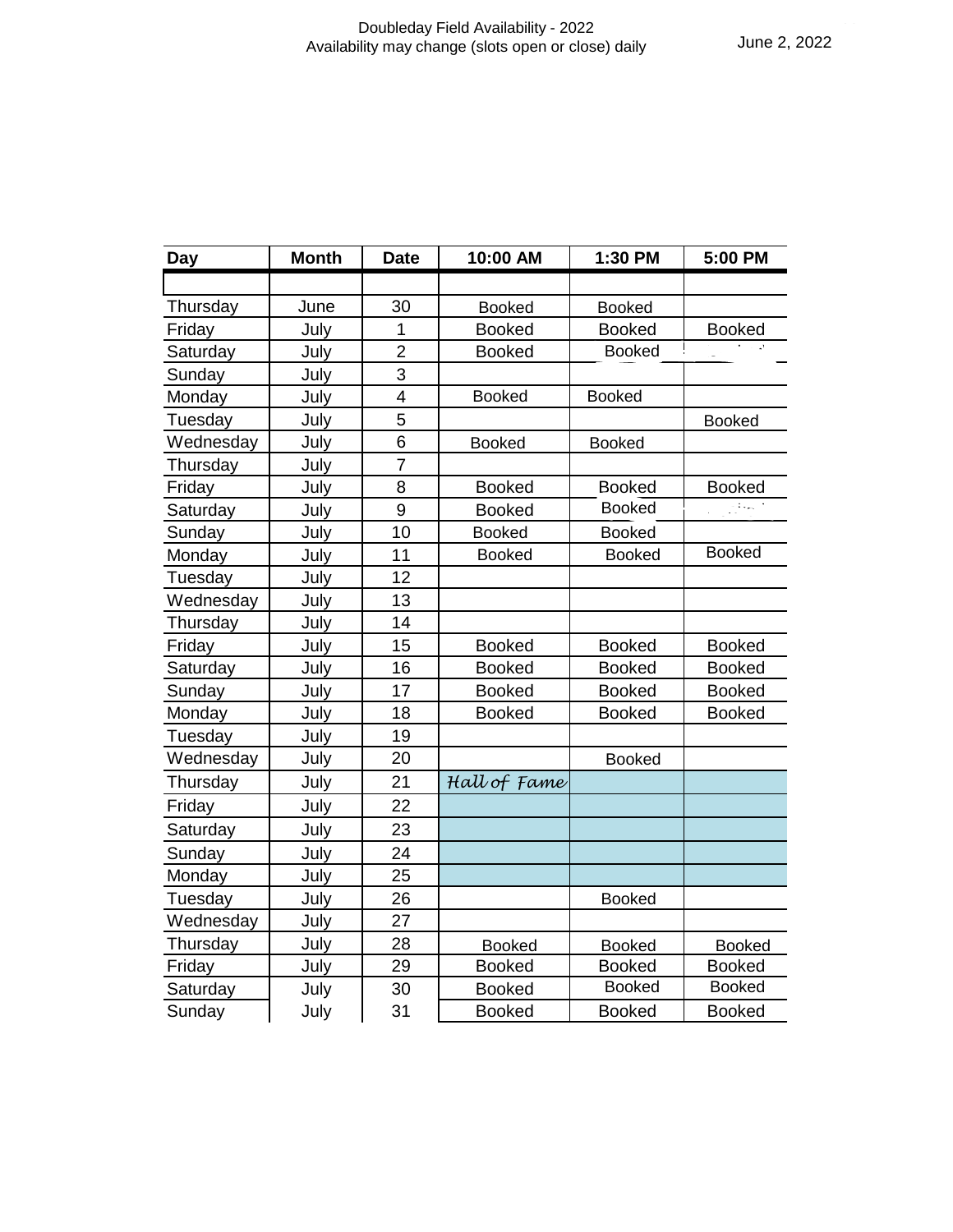Doubleday Field Availability - 2022

Availability may change (slots open or close) daily

June 2, 2022

| Day | Month | Date | 10:00 AM | 1:30 PM | 5:00 PM |
|---|---|---|---|---|---|
| | | | | | |
| Thursday | June | 30 | Booked | Booked | |
| Friday | July | 1 | Booked | Booked | Booked |
| Saturday | July | 2 | Booked | Booked | |
| Sunday | July | 3 | | | |
| Monday | July | 4 | Booked | Booked | |
| Tuesday | July | 5 | | | Booked |
| Wednesday | July | 6 | Booked | Booked | |
| Thursday | July | 7 | | | |
| Friday | July | 8 | Booked | Booked | Booked |
| Saturday | July | 9 | Booked | Booked | |
| Sunday | July | 10 | Booked | Booked | |
| Monday | July | 11 | Booked | Booked | Booked |
| Tuesday | July | 12 | | | |
| Wednesday | July | 13 | | | |
| Thursday | July | 14 | | | |
| Friday | July | 15 | Booked | Booked | Booked |
| Saturday | July | 16 | Booked | Booked | Booked |
| Sunday | July | 17 | Booked | Booked | Booked |
| Monday | July | 18 | Booked | Booked | Booked |
| Tuesday | July | 19 | | | |
| Wednesday | July | 20 | | Booked | |
| Thursday | July | 21 | *Hall of Fame* | | |
| Friday | July | 22 | | | |
| Saturday | July | 23 | | | |
| Sunday | July | 24 | | | |
| Monday | July | 25 | | | |
| Tuesday | July | 26 | | Booked | |
| Wednesday | July | 27 | | | |
| Thursday | July | 28 | Booked | Booked | Booked |
| Friday | July | 29 | Booked | Booked | Booked |
| Saturday | July | 30 | Booked | Booked | Booked |
| Sunday | July | 31 | Booked | Booked | Booked |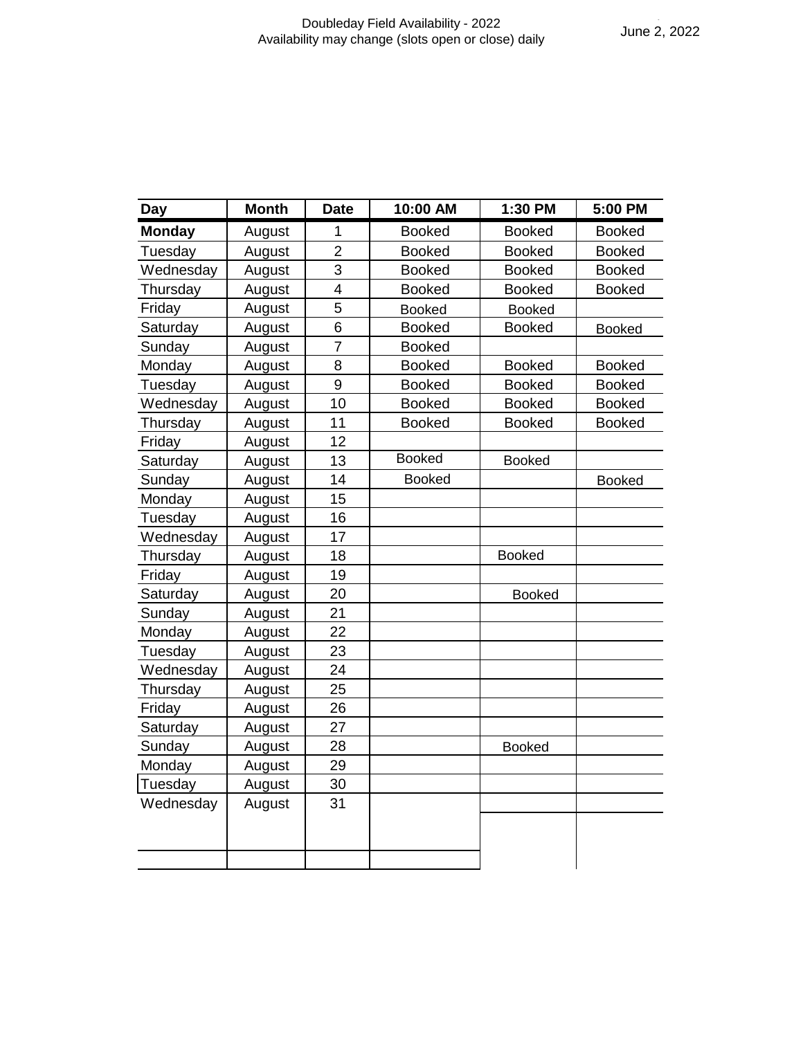Doubleday Field Availability - 2022
Availability may change (slots open or close) daily

June 2, 2022

| Day | Month | Date | 10:00 AM | 1:30 PM | 5:00 PM |
|---|---|---|---|---|---|
| **Monday** | August | 1 | Booked | Booked | Booked |
| Tuesday | August | 2 | Booked | Booked | Booked |
| Wednesday | August | 3 | Booked | Booked | Booked |
| Thursday | August | 4 | Booked | Booked | Booked |
| Friday | August | 5 | Booked | Booked | |
| Saturday | August | 6 | Booked | Booked | Booked |
| Sunday | August | 7 | Booked | | |
| Monday | August | 8 | Booked | Booked | Booked |
| Tuesday | August | 9 | Booked | Booked | Booked |
| Wednesday | August | 10 | Booked | Booked | Booked |
| Thursday | August | 11 | Booked | Booked | Booked |
| Friday | August | 12 | | | |
| Saturday | August | 13 | Booked | Booked | |
| Sunday | August | 14 | Booked | | Booked |
| Monday | August | 15 | | | |
| Tuesday | August | 16 | | | |
| Wednesday | August | 17 | | | |
| Thursday | August | 18 | | Booked | |
| Friday | August | 19 | | | |
| Saturday | August | 20 | | Booked | |
| Sunday | August | 21 | | | |
| Monday | August | 22 | | | |
| Tuesday | August | 23 | | | |
| Wednesday | August | 24 | | | |
| Thursday | August | 25 | | | |
| Friday | August | 26 | | | |
| Saturday | August | 27 | | | |
| Sunday | August | 28 | | Booked | |
| Monday | August | 29 | | | |
| Tuesday | August | 30 | | | |
| Wednesday | August | 31 | | | |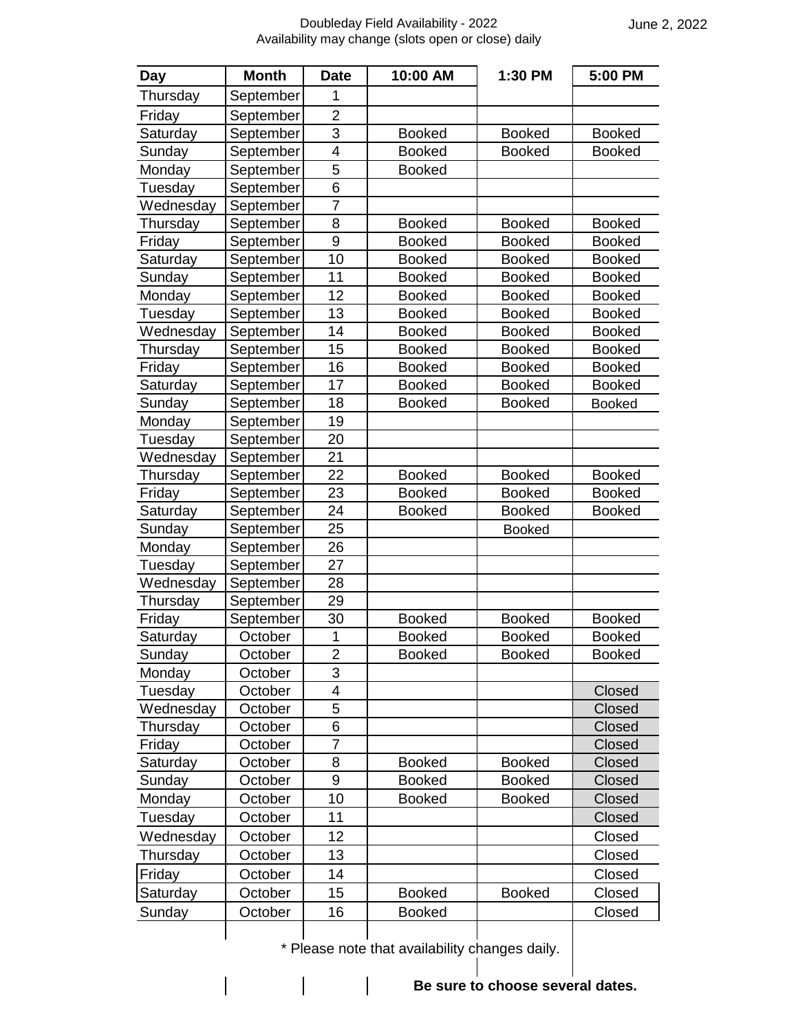Doubleday Field Availability - 2022
Availability may change (slots open or close) daily

June 2, 2022

| Day | Month | Date | 10:00 AM | 1:30 PM | 5:00 PM |
|---|---|---|---|---|---|
| Thursday | September | 1 | | | |
| Friday | September | 2 | | | |
| Saturday | September | 3 | Booked | Booked | Booked |
| Sunday | September | 4 | Booked | Booked | Booked |
| Monday | September | 5 | Booked | | |
| Tuesday | September | 6 | | | |
| Wednesday | September | 7 | | | |
| Thursday | September | 8 | Booked | Booked | Booked |
| Friday | September | 9 | Booked | Booked | Booked |
| Saturday | September | 10 | Booked | Booked | Booked |
| Sunday | September | 11 | Booked | Booked | Booked |
| Monday | September | 12 | Booked | Booked | Booked |
| Tuesday | September | 13 | Booked | Booked | Booked |
| Wednesday | September | 14 | Booked | Booked | Booked |
| Thursday | September | 15 | Booked | Booked | Booked |
| Friday | September | 16 | Booked | Booked | Booked |
| Saturday | September | 17 | Booked | Booked | Booked |
| Sunday | September | 18 | Booked | Booked | Booked |
| Monday | September | 19 | | | |
| Tuesday | September | 20 | | | |
| Wednesday | September | 21 | | | |
| Thursday | September | 22 | Booked | Booked | Booked |
| Friday | September | 23 | Booked | Booked | Booked |
| Saturday | September | 24 | Booked | Booked | Booked |
| Sunday | September | 25 | | Booked | |
| Monday | September | 26 | | | |
| Tuesday | September | 27 | | | |
| Wednesday | September | 28 | | | |
| Thursday | September | 29 | | | |
| Friday | September | 30 | Booked | Booked | Booked |
| Saturday | October | 1 | Booked | Booked | Booked |
| Sunday | October | 2 | Booked | Booked | Booked |
| Monday | October | 3 | | | |
| Tuesday | October | 4 | | | Closed |
| Wednesday | October | 5 | | | Closed |
| Thursday | October | 6 | | | Closed |
| Friday | October | 7 | | | Closed |
| Saturday | October | 8 | Booked | Booked | Closed |
| Sunday | October | 9 | Booked | Booked | Closed |
| Monday | October | 10 | Booked | Booked | Closed |
| Tuesday | October | 11 | | | Closed |
| Wednesday | October | 12 | | | Closed |
| Thursday | October | 13 | | | Closed |
| Friday | October | 14 | | | Closed |
| Saturday | October | 15 | Booked | Booked | Closed |
| Sunday | October | 16 | Booked | | Closed |

\* Please note that availability changes daily.

**Be sure to choose several dates.**